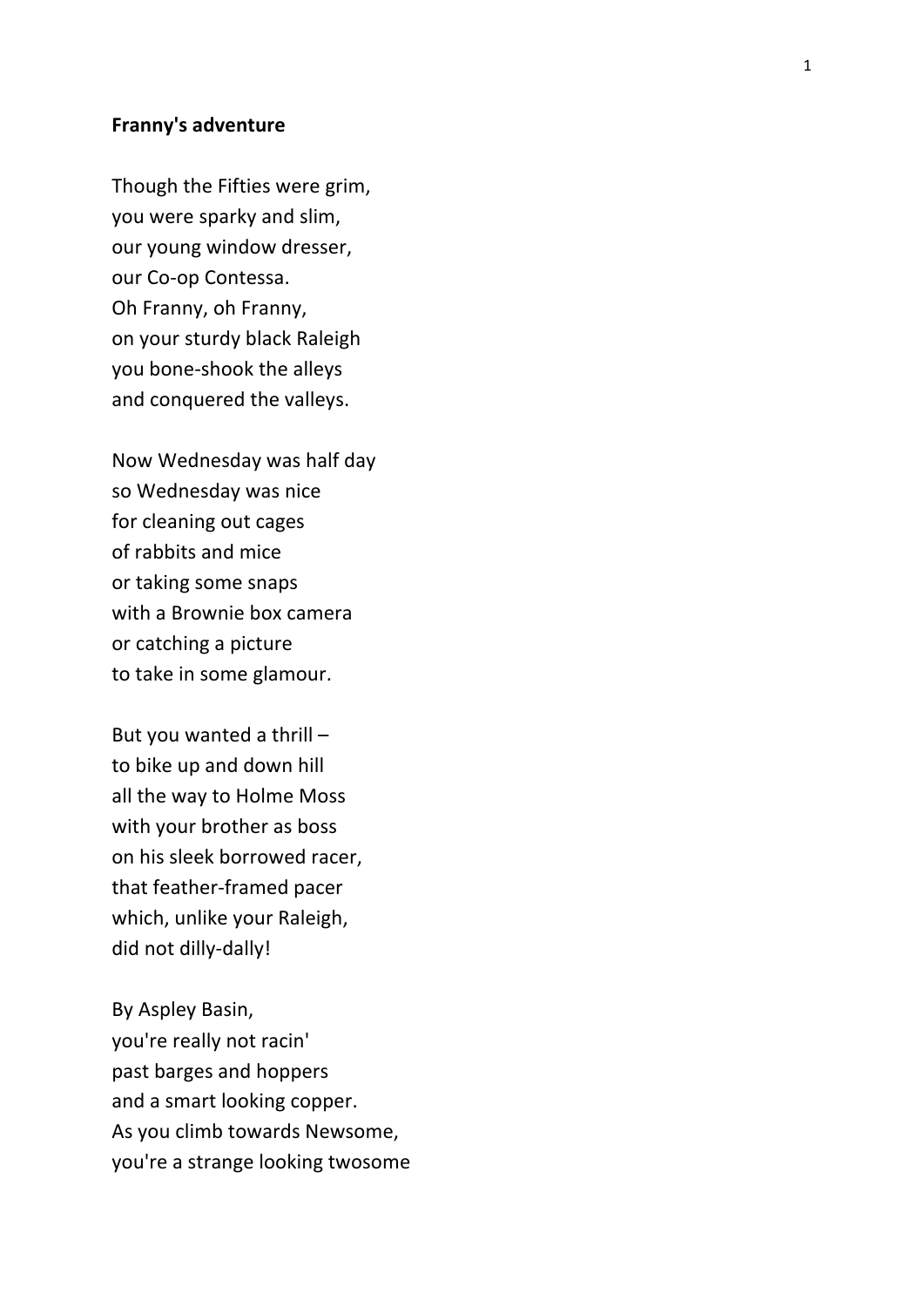**Franny's adventure**

Though the Fifties were grim,
you were sparky and slim,
our young window dresser,
our Co-op Contessa.
Oh Franny, oh Franny,
on your sturdy black Raleigh
you bone-shook the alleys
and conquered the valleys.

Now Wednesday was half day
so Wednesday was nice
for cleaning out cages
of rabbits and mice
or taking some snaps
with a Brownie box camera
or catching a picture
to take in some glamour.

But you wanted a thrill –
to bike up and down hill
all the way to Holme Moss
with your brother as boss
on his sleek borrowed racer,
that feather-framed pacer
which, unlike your Raleigh,
did not dilly-dally!

By Aspley Basin,
you're really not racin'
past barges and hoppers
and a smart looking copper.
As you climb towards Newsome,
you're a strange looking twosome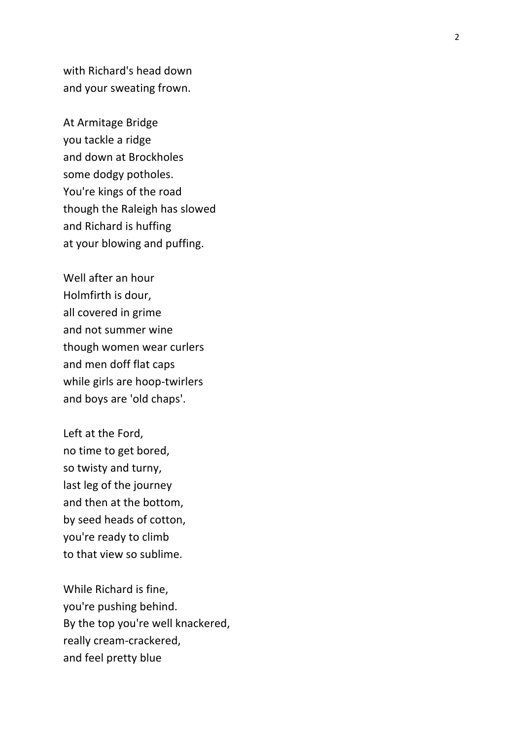with Richard's head down
and your sweating frown.

At Armitage Bridge
you tackle a ridge
and down at Brockholes
some dodgy potholes.
You're kings of the road
though the Raleigh has slowed
and Richard is huffing
at your blowing and puffing.

Well after an hour
Holmfirth is dour,
all covered in grime
and not summer wine
though women wear curlers
and men doff flat caps
while girls are hoop-twirlers
and boys are 'old chaps'.

Left at the Ford,
no time to get bored,
so twisty and turny,
last leg of the journey
and then at the bottom,
by seed heads of cotton,
you're ready to climb
to that view so sublime.

While Richard is fine,
you're pushing behind.
By the top you're well knackered,
really cream-crackered,
and feel pretty blue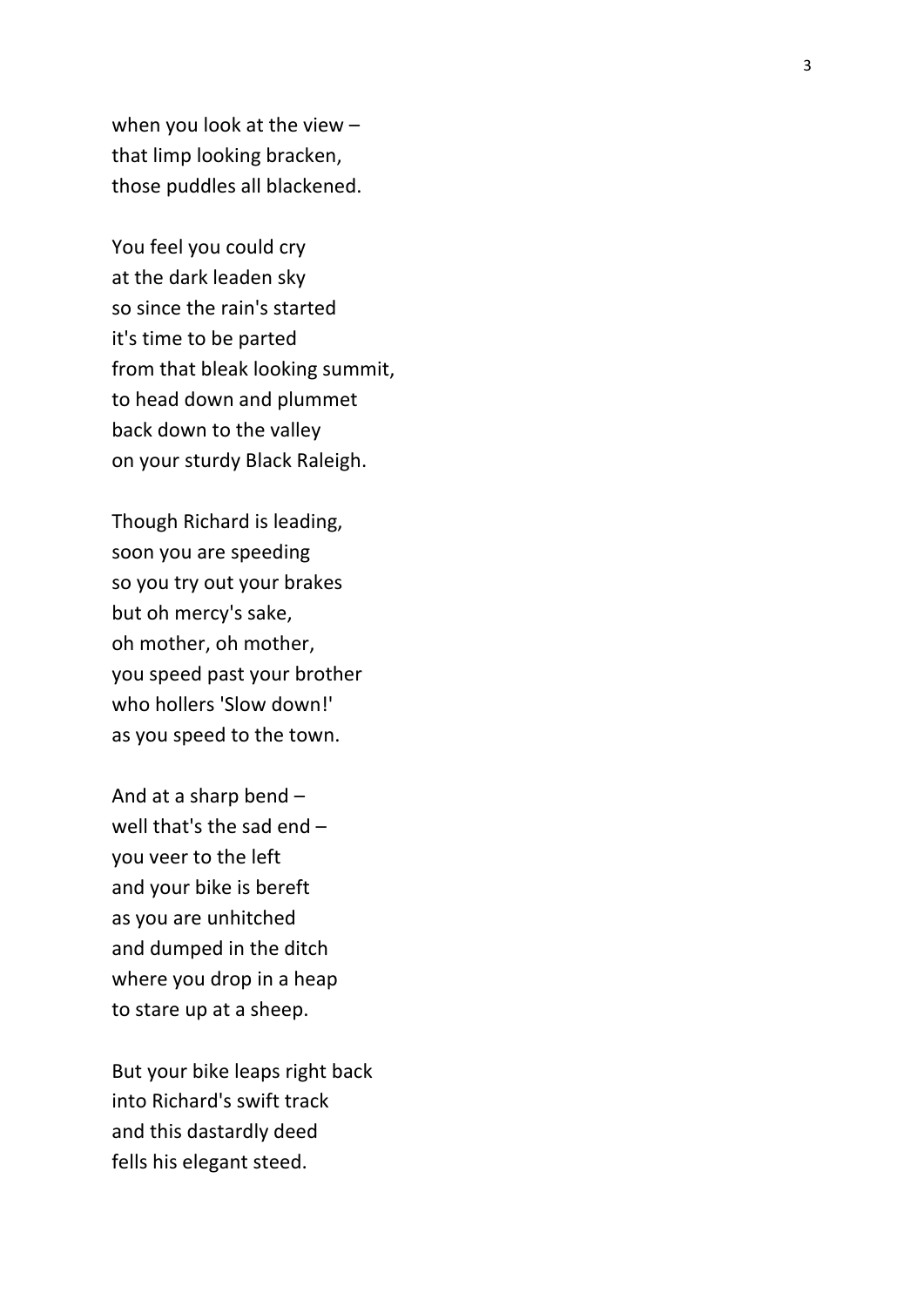when you look at the view –
that limp looking bracken,
those puddles all blackened.

You feel you could cry
at the dark leaden sky
so since the rain's started
it's time to be parted
from that bleak looking summit,
to head down and plummet
back down to the valley
on your sturdy Black Raleigh.

Though Richard is leading,
soon you are speeding
so you try out your brakes
but oh mercy's sake,
oh mother, oh mother,
you speed past your brother
who hollers 'Slow down!'
as you speed to the town.

And at a sharp bend –
well that's the sad end –
you veer to the left
and your bike is bereft
as you are unhitched
and dumped in the ditch
where you drop in a heap
to stare up at a sheep.

But your bike leaps right back
into Richard's swift track
and this dastardly deed
fells his elegant steed.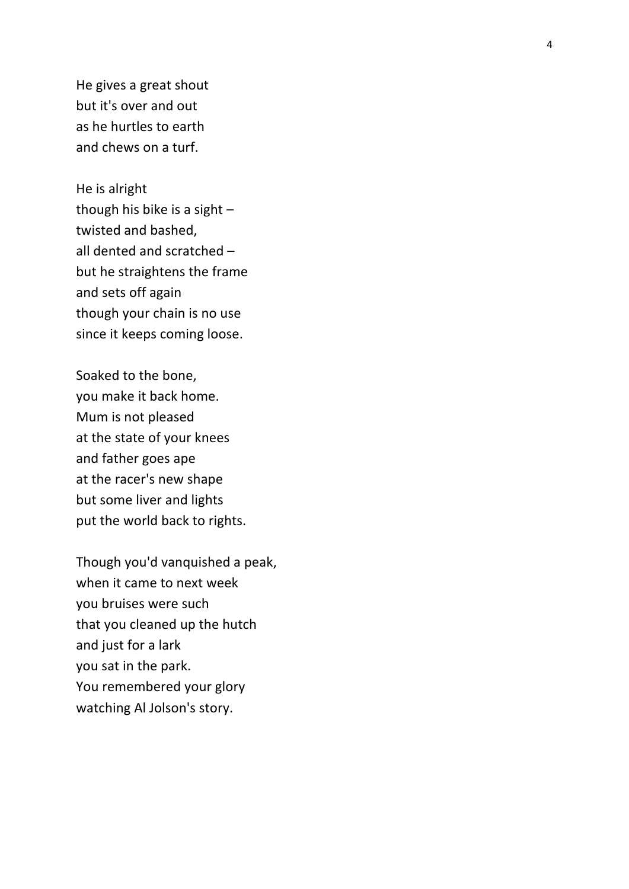He gives a great shout
but it's over and out
as he hurtles to earth
and chews on a turf.

He is alright
though his bike is a sight –
twisted and bashed,
all dented and scratched –
but he straightens the frame
and sets off again
though your chain is no use
since it keeps coming loose.

Soaked to the bone,
you make it back home.
Mum is not pleased
at the state of your knees
and father goes ape
at the racer's new shape
but some liver and lights
put the world back to rights.

Though you'd vanquished a peak,
when it came to next week
you bruises were such
that you cleaned up the hutch
and just for a lark
you sat in the park.
You remembered your glory
watching Al Jolson's story.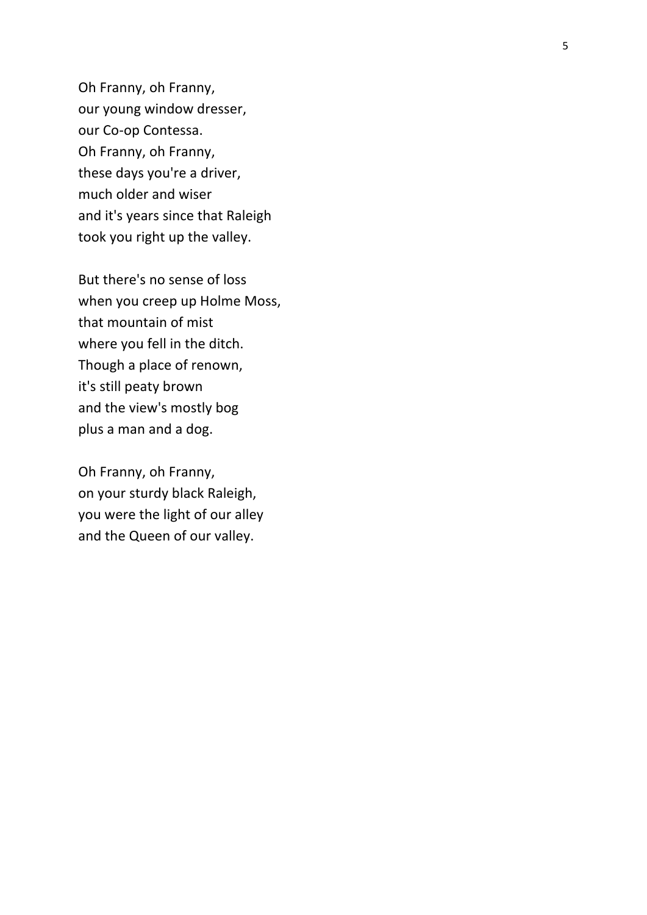Oh Franny, oh Franny,
our young window dresser,
our Co-op Contessa.
Oh Franny, oh Franny,
these days you're a driver,
much older and wiser
and it's years since that Raleigh
took you right up the valley.

But there's no sense of loss
when you creep up Holme Moss,
that mountain of mist
where you fell in the ditch.
Though a place of renown,
it's still peaty brown
and the view's mostly bog
plus a man and a dog.

Oh Franny, oh Franny,
on your sturdy black Raleigh,
you were the light of our alley
and the Queen of our valley.